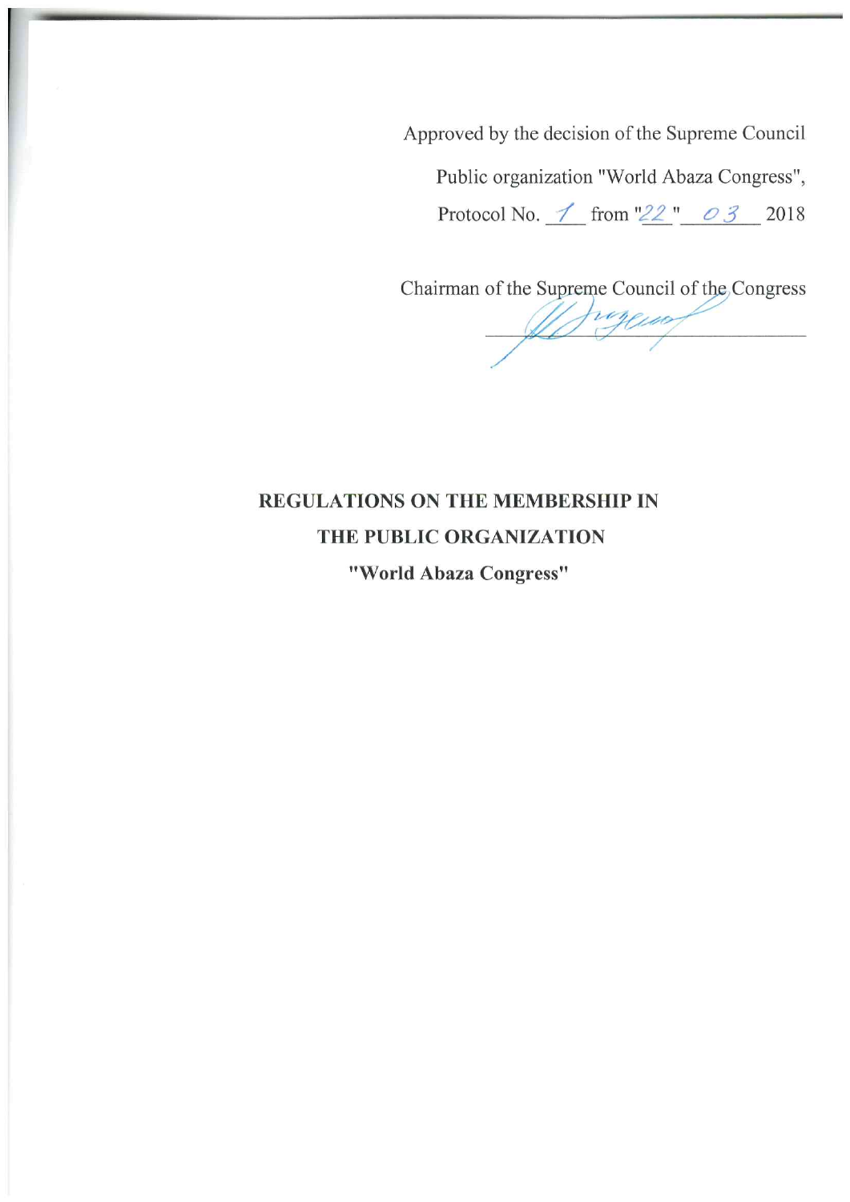Approved by the decision of the Supreme Council

Public organization "World Abaza Congress",

Protocol No. 1 from "22" 03 2018

Chairman of the Supreme Council of the Congress

# REGULATIONS ON THE MEMBERSHIP IN THE PUBLIC ORGANIZATION "World Abaza Congress"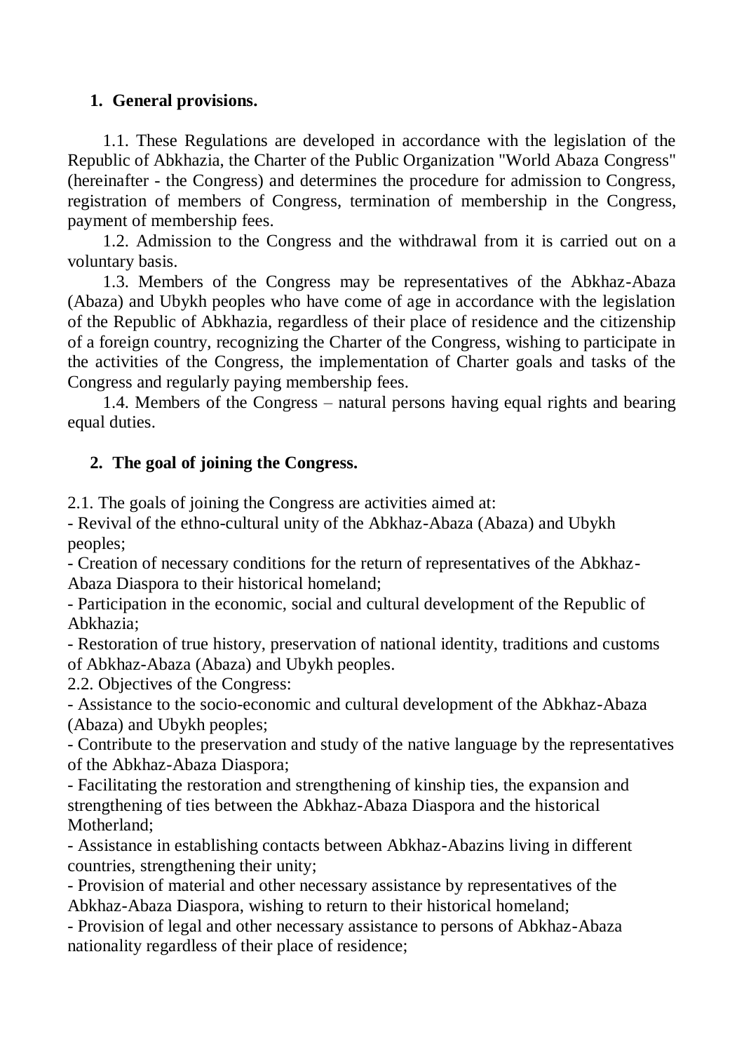## 1. General provisions.

1.1. These Regulations are developed in accordance with the legislation of the Republic of Abkhazia, the Charter of the Public Organization "World Abaza Congress" (hereinafter - the Congress) and determines the procedure for admission to Congress, registration of members of Congress, termination of membership in the Congress, payment of membership fees.

1.2. Admission to the Congress and the withdrawal from it is carried out on a voluntary basis.

1.3. Members of the Congress may be representatives of the Abkhaz-Abaza (Abaza) and Ubykh peoples who have come of age in accordance with the legislation of the Republic of Abkhazia, regardless of their place of residence and the citizenship of a foreign country, recognizing the Charter of the Congress, wishing to participate in the activities of the Congress, the implementation of Charter goals and tasks of the Congress and regularly paying membership fees.

1.4. Members of the Congress – natural persons having equal rights and bearing equal duties.

## 2. The goal of joining the Congress.

2.1. The goals of joining the Congress are activities aimed at:

- Revival of the ethno-cultural unity of the Abkhaz-Abaza (Abaza) and Ubykh peoples;
- Creation of necessary conditions for the return of representatives of the Abkhaz-Abaza Diaspora to their historical homeland;
- Participation in the economic, social and cultural development of the Republic of Abkhazia;
- Restoration of true history, preservation of national identity, traditions and customs of Abkhaz-Abaza (Abaza) and Ubykh peoples.

2.2. Objectives of the Congress:

- Assistance to the socio-economic and cultural development of the Abkhaz-Abaza (Abaza) and Ubykh peoples;
- Contribute to the preservation and study of the native language by the representatives of the Abkhaz-Abaza Diaspora;
- Facilitating the restoration and strengthening of kinship ties, the expansion and strengthening of ties between the Abkhaz-Abaza Diaspora and the historical Motherland;
- Assistance in establishing contacts between Abkhaz-Abazins living in different countries, strengthening their unity;
- Provision of material and other necessary assistance by representatives of the Abkhaz-Abaza Diaspora, wishing to return to their historical homeland;
- Provision of legal and other necessary assistance to persons of Abkhaz-Abaza nationality regardless of their place of residence;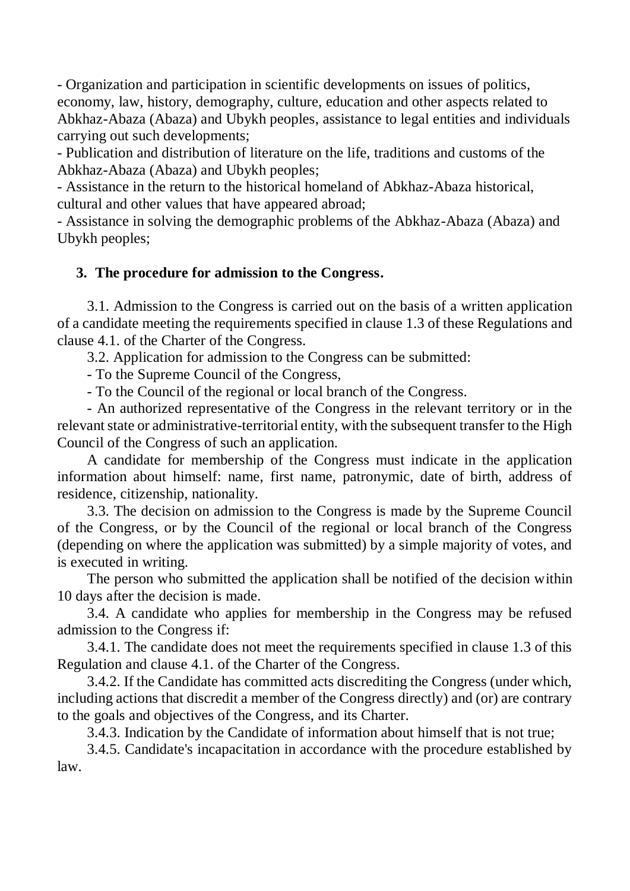- Organization and participation in scientific developments on issues of politics, economy, law, history, demography, culture, education and other aspects related to Abkhaz-Abaza (Abaza) and Ubykh peoples, assistance to legal entities and individuals carrying out such developments;

- Publication and distribution of literature on the life, traditions and customs of the Abkhaz-Abaza (Abaza) and Ubykh peoples;

- Assistance in the return to the historical homeland of Abkhaz-Abaza historical, cultural and other values that have appeared abroad;

- Assistance in solving the demographic problems of the Abkhaz-Abaza (Abaza) and Ubykh peoples;

## 3. The procedure for admission to the Congress.

3.1. Admission to the Congress is carried out on the basis of a written application of a candidate meeting the requirements specified in clause 1.3 of these Regulations and clause 4.1. of the Charter of the Congress.

3.2. Application for admission to the Congress can be submitted:

- To the Supreme Council of the Congress,

- To the Council of the regional or local branch of the Congress.

- An authorized representative of the Congress in the relevant territory or in the relevant state or administrative-territorial entity, with the subsequent transfer to the High Council of the Congress of such an application.

A candidate for membership of the Congress must indicate in the application information about himself: name, first name, patronymic, date of birth, address of residence, citizenship, nationality.

3.3. The decision on admission to the Congress is made by the Supreme Council of the Congress, or by the Council of the regional or local branch of the Congress (depending on where the application was submitted) by a simple majority of votes, and is executed in writing.

The person who submitted the application shall be notified of the decision within 10 days after the decision is made.

3.4. A candidate who applies for membership in the Congress may be refused admission to the Congress if:

3.4.1. The candidate does not meet the requirements specified in clause 1.3 of this Regulation and clause 4.1. of the Charter of the Congress.

3.4.2. If the Candidate has committed acts discrediting the Congress (under which, including actions that discredit a member of the Congress directly) and (or) are contrary to the goals and objectives of the Congress, and its Charter.

3.4.3. Indication by the Candidate of information about himself that is not true;

3.4.5. Candidate's incapacitation in accordance with the procedure established by law.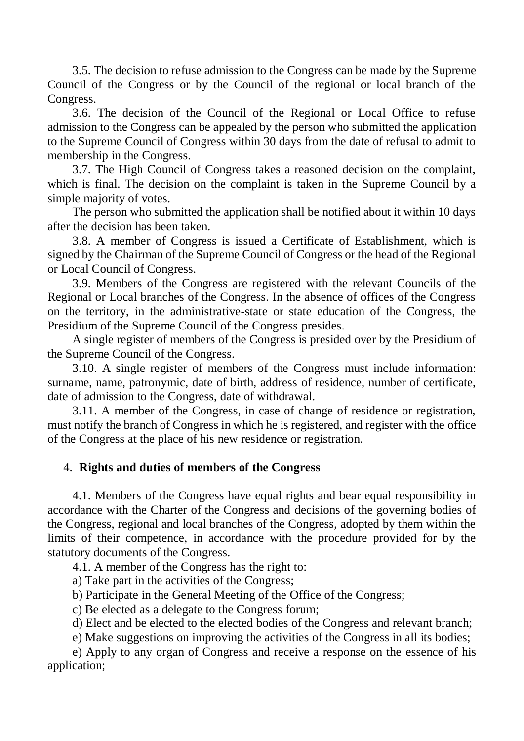3.5. The decision to refuse admission to the Congress can be made by the Supreme Council of the Congress or by the Council of the regional or local branch of the Congress.

3.6. The decision of the Council of the Regional or Local Office to refuse admission to the Congress can be appealed by the person who submitted the application to the Supreme Council of Congress within 30 days from the date of refusal to admit to membership in the Congress.

3.7. The High Council of Congress takes a reasoned decision on the complaint, which is final. The decision on the complaint is taken in the Supreme Council by a simple majority of votes.

The person who submitted the application shall be notified about it within 10 days after the decision has been taken.

3.8. A member of Congress is issued a Certificate of Establishment, which is signed by the Chairman of the Supreme Council of Congress or the head of the Regional or Local Council of Congress.

3.9. Members of the Congress are registered with the relevant Councils of the Regional or Local branches of the Congress. In the absence of offices of the Congress on the territory, in the administrative-state or state education of the Congress, the Presidium of the Supreme Council of the Congress presides.

A single register of members of the Congress is presided over by the Presidium of the Supreme Council of the Congress.

3.10. A single register of members of the Congress must include information: surname, name, patronymic, date of birth, address of residence, number of certificate, date of admission to the Congress, date of withdrawal.

3.11. A member of the Congress, in case of change of residence or registration, must notify the branch of Congress in which he is registered, and register with the office of the Congress at the place of his new residence or registration.

## 4. **Rights and duties of members of the Congress**

4.1. Members of the Congress have equal rights and bear equal responsibility in accordance with the Charter of the Congress and decisions of the governing bodies of the Congress, regional and local branches of the Congress, adopted by them within the limits of their competence, in accordance with the procedure provided for by the statutory documents of the Congress.

4.1. A member of the Congress has the right to:

a) Take part in the activities of the Congress;

b) Participate in the General Meeting of the Office of the Congress;

c) Be elected as a delegate to the Congress forum;

d) Elect and be elected to the elected bodies of the Congress and relevant branch;

e) Make suggestions on improving the activities of the Congress in all its bodies;

e) Apply to any organ of Congress and receive a response on the essence of his application;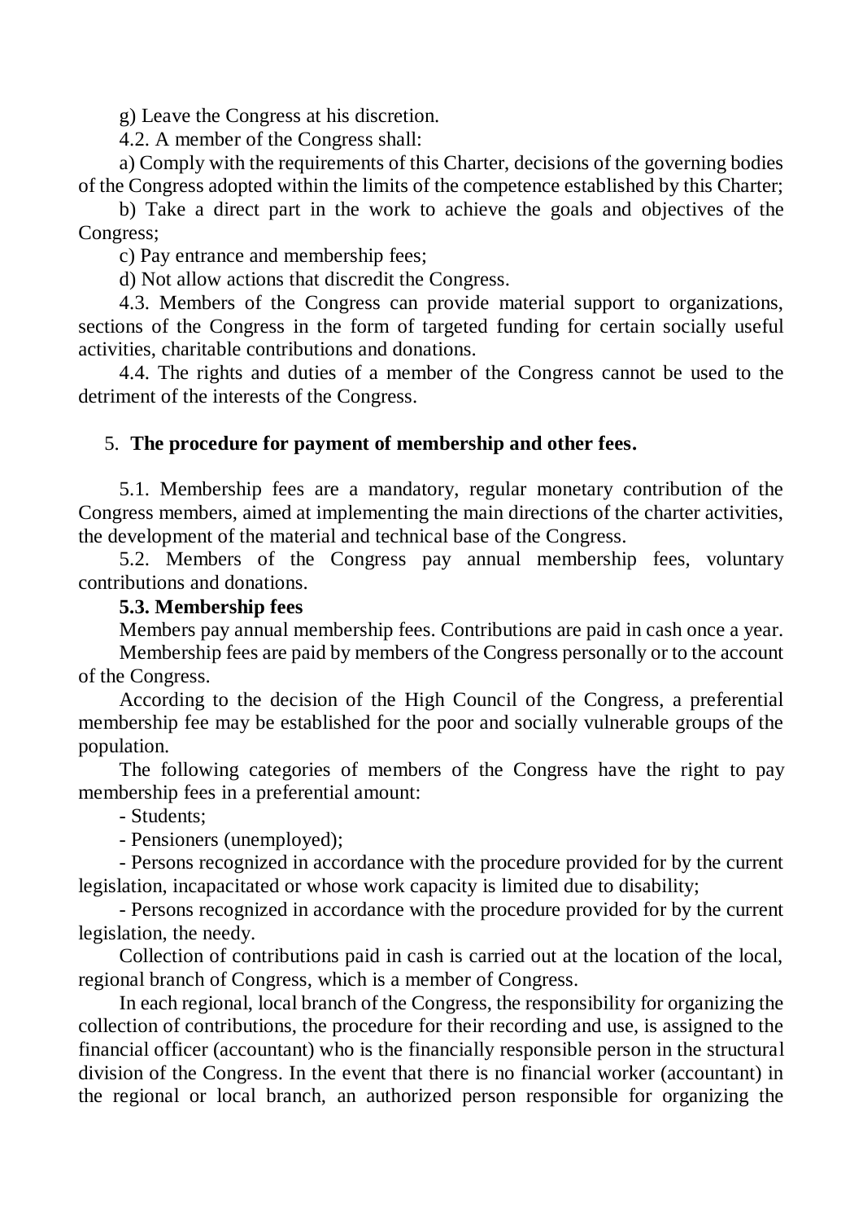g) Leave the Congress at his discretion.

4.2. A member of the Congress shall:

a) Comply with the requirements of this Charter, decisions of the governing bodies of the Congress adopted within the limits of the competence established by this Charter;

b) Take a direct part in the work to achieve the goals and objectives of the Congress;

c) Pay entrance and membership fees;

d) Not allow actions that discredit the Congress.

4.3. Members of the Congress can provide material support to organizations, sections of the Congress in the form of targeted funding for certain socially useful activities, charitable contributions and donations.

4.4. The rights and duties of a member of the Congress cannot be used to the detriment of the interests of the Congress.

## 5. **The procedure for payment of membership and other fees.**

5.1. Membership fees are a mandatory, regular monetary contribution of the Congress members, aimed at implementing the main directions of the charter activities, the development of the material and technical base of the Congress.

5.2. Members of the Congress pay annual membership fees, voluntary contributions and donations.

**5.3. Membership fees**

Members pay annual membership fees. Contributions are paid in cash once a year.

Membership fees are paid by members of the Congress personally or to the account of the Congress.

According to the decision of the High Council of the Congress, a preferential membership fee may be established for the poor and socially vulnerable groups of the population.

The following categories of members of the Congress have the right to pay membership fees in a preferential amount:

- Students;
- Pensioners (unemployed);
- Persons recognized in accordance with the procedure provided for by the current legislation, incapacitated or whose work capacity is limited due to disability;
- Persons recognized in accordance with the procedure provided for by the current legislation, the needy.

Collection of contributions paid in cash is carried out at the location of the local, regional branch of Congress, which is a member of Congress.

In each regional, local branch of the Congress, the responsibility for organizing the collection of contributions, the procedure for their recording and use, is assigned to the financial officer (accountant) who is the financially responsible person in the structural division of the Congress. In the event that there is no financial worker (accountant) in the regional or local branch, an authorized person responsible for organizing the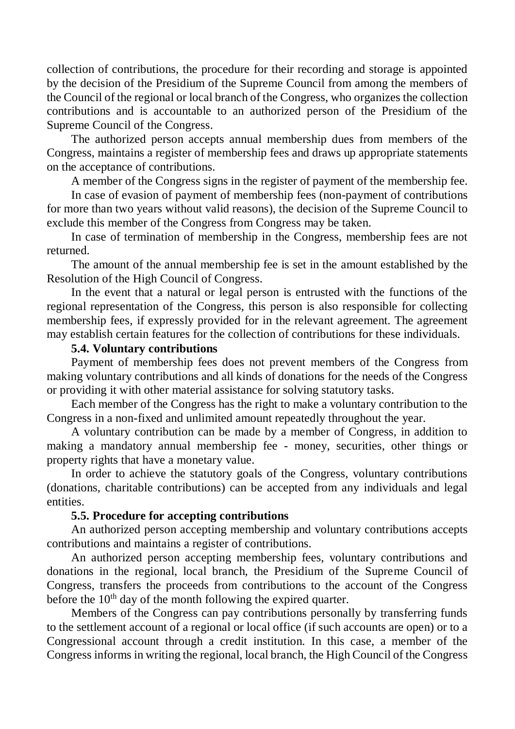collection of contributions, the procedure for their recording and storage is appointed by the decision of the Presidium of the Supreme Council from among the members of the Council of the regional or local branch of the Congress, who organizes the collection contributions and is accountable to an authorized person of the Presidium of the Supreme Council of the Congress.

The authorized person accepts annual membership dues from members of the Congress, maintains a register of membership fees and draws up appropriate statements on the acceptance of contributions.

A member of the Congress signs in the register of payment of the membership fee.

In case of evasion of payment of membership fees (non-payment of contributions for more than two years without valid reasons), the decision of the Supreme Council to exclude this member of the Congress from Congress may be taken.

In case of termination of membership in the Congress, membership fees are not returned.

The amount of the annual membership fee is set in the amount established by the Resolution of the High Council of Congress.

In the event that a natural or legal person is entrusted with the functions of the regional representation of the Congress, this person is also responsible for collecting membership fees, if expressly provided for in the relevant agreement. The agreement may establish certain features for the collection of contributions for these individuals.

**5.4. Voluntary contributions**

Payment of membership fees does not prevent members of the Congress from making voluntary contributions and all kinds of donations for the needs of the Congress or providing it with other material assistance for solving statutory tasks.

Each member of the Congress has the right to make a voluntary contribution to the Congress in a non-fixed and unlimited amount repeatedly throughout the year.

A voluntary contribution can be made by a member of Congress, in addition to making a mandatory annual membership fee - money, securities, other things or property rights that have a monetary value.

In order to achieve the statutory goals of the Congress, voluntary contributions (donations, charitable contributions) can be accepted from any individuals and legal entities.

**5.5. Procedure for accepting contributions**

An authorized person accepting membership and voluntary contributions accepts contributions and maintains a register of contributions.

An authorized person accepting membership fees, voluntary contributions and donations in the regional, local branch, the Presidium of the Supreme Council of Congress, transfers the proceeds from contributions to the account of the Congress before the 10th day of the month following the expired quarter.

Members of the Congress can pay contributions personally by transferring funds to the settlement account of a regional or local office (if such accounts are open) or to a Congressional account through a credit institution. In this case, a member of the Congress informs in writing the regional, local branch, the High Council of the Congress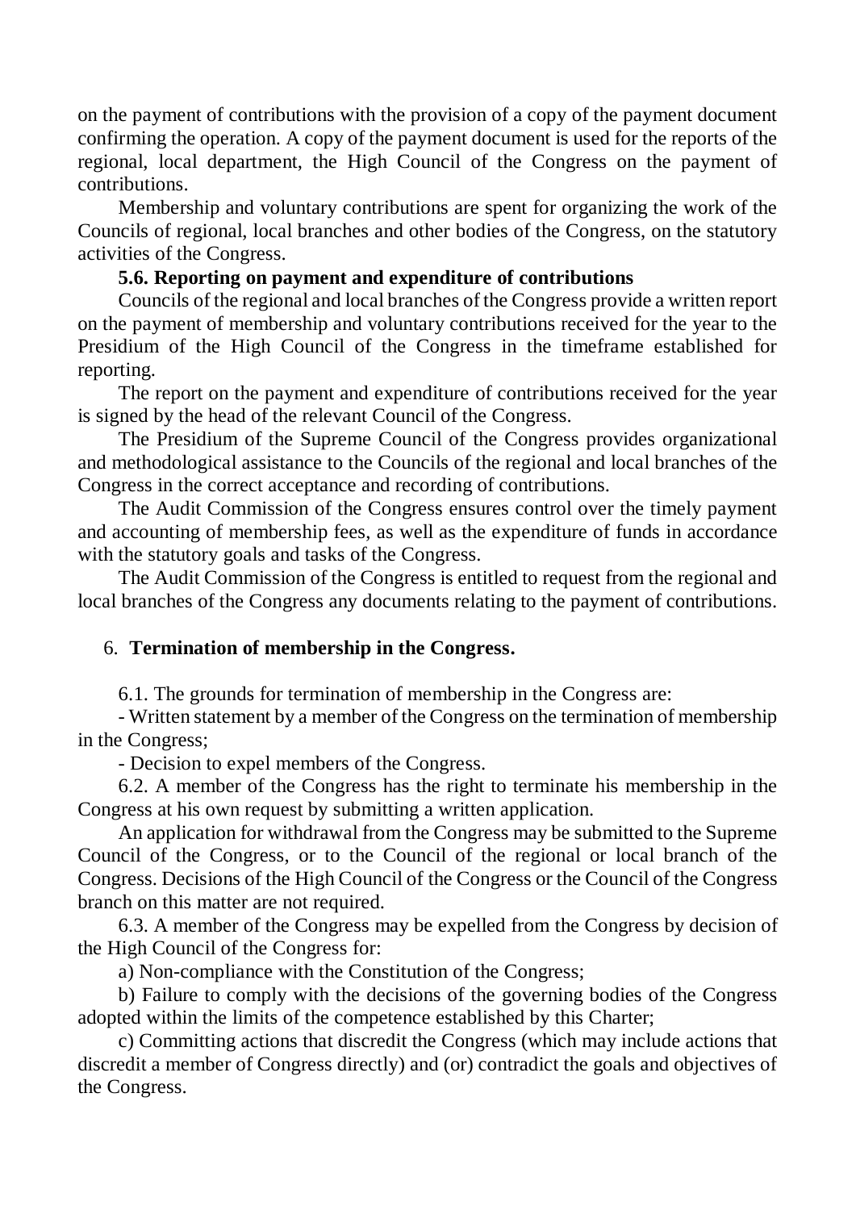on the payment of contributions with the provision of a copy of the payment document confirming the operation. A copy of the payment document is used for the reports of the regional, local department, the High Council of the Congress on the payment of contributions.

Membership and voluntary contributions are spent for organizing the work of the Councils of regional, local branches and other bodies of the Congress, on the statutory activities of the Congress.

**5.6. Reporting on payment and expenditure of contributions**

Councils of the regional and local branches of the Congress provide a written report on the payment of membership and voluntary contributions received for the year to the Presidium of the High Council of the Congress in the timeframe established for reporting.

The report on the payment and expenditure of contributions received for the year is signed by the head of the relevant Council of the Congress.

The Presidium of the Supreme Council of the Congress provides organizational and methodological assistance to the Councils of the regional and local branches of the Congress in the correct acceptance and recording of contributions.

The Audit Commission of the Congress ensures control over the timely payment and accounting of membership fees, as well as the expenditure of funds in accordance with the statutory goals and tasks of the Congress.

The Audit Commission of the Congress is entitled to request from the regional and local branches of the Congress any documents relating to the payment of contributions.

## 6. **Termination of membership in the Congress.**

6.1. The grounds for termination of membership in the Congress are:

- Written statement by a member of the Congress on the termination of membership in the Congress;

- Decision to expel members of the Congress.

6.2. A member of the Congress has the right to terminate his membership in the Congress at his own request by submitting a written application.

An application for withdrawal from the Congress may be submitted to the Supreme Council of the Congress, or to the Council of the regional or local branch of the Congress. Decisions of the High Council of the Congress or the Council of the Congress branch on this matter are not required.

6.3. A member of the Congress may be expelled from the Congress by decision of the High Council of the Congress for:

a) Non-compliance with the Constitution of the Congress;

b) Failure to comply with the decisions of the governing bodies of the Congress adopted within the limits of the competence established by this Charter;

c) Committing actions that discredit the Congress (which may include actions that discredit a member of Congress directly) and (or) contradict the goals and objectives of the Congress.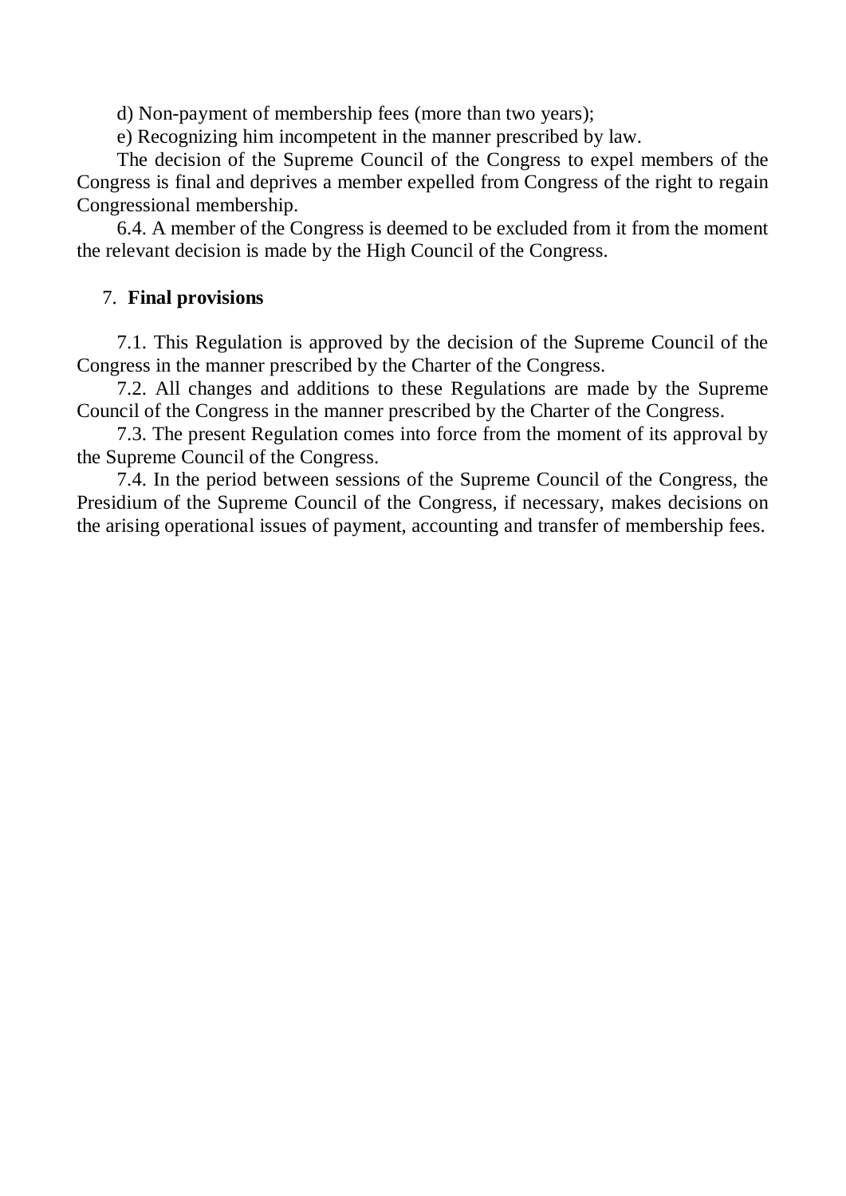d) Non-payment of membership fees (more than two years);

e) Recognizing him incompetent in the manner prescribed by law.

The decision of the Supreme Council of the Congress to expel members of the Congress is final and deprives a member expelled from Congress of the right to regain Congressional membership.

6.4. A member of the Congress is deemed to be excluded from it from the moment the relevant decision is made by the High Council of the Congress.

## 7. **Final provisions**

7.1. This Regulation is approved by the decision of the Supreme Council of the Congress in the manner prescribed by the Charter of the Congress.

7.2. All changes and additions to these Regulations are made by the Supreme Council of the Congress in the manner prescribed by the Charter of the Congress.

7.3. The present Regulation comes into force from the moment of its approval by the Supreme Council of the Congress.

7.4. In the period between sessions of the Supreme Council of the Congress, the Presidium of the Supreme Council of the Congress, if necessary, makes decisions on the arising operational issues of payment, accounting and transfer of membership fees.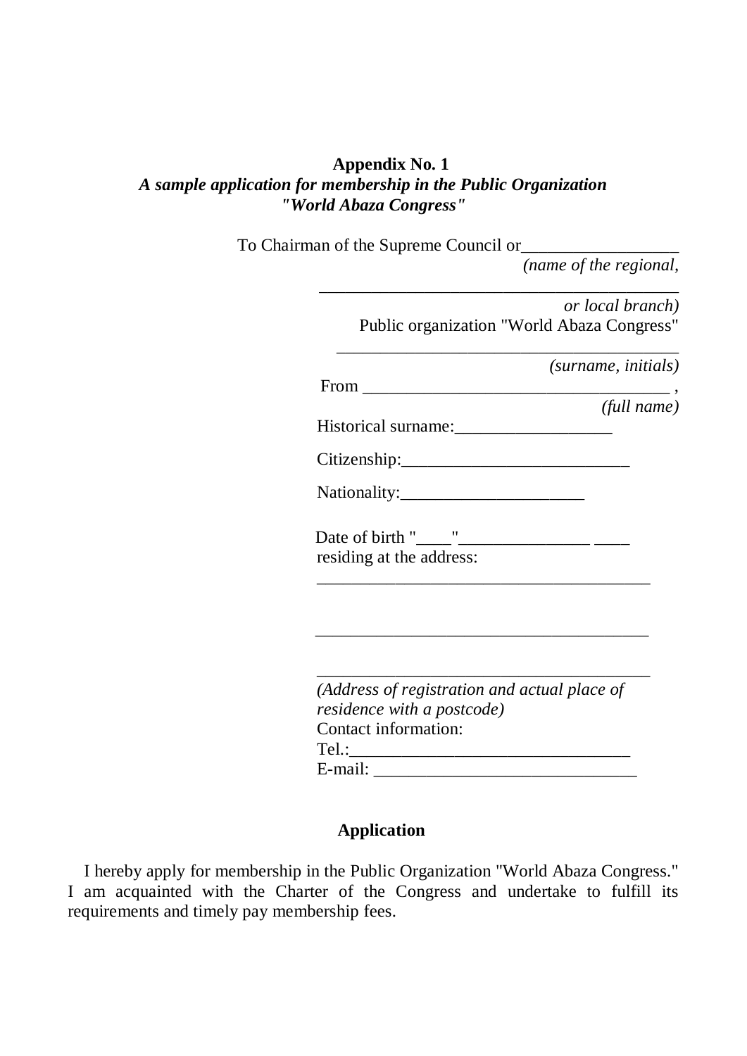**Appendix No. 1**
***A sample application for membership in the Public Organization "World Abaza Congress"***

To Chairman of the Supreme Council or__________________
*(name of the regional,*
__________________________________________
*or local branch)*
Public organization "World Abaza Congress"
________________________________________
*(surname, initials)*
From ___________________________________ ,
*(full name)*
Historical surname:__________________

Citizenship:__________________________

Nationality:_____________________

Date of birth "____"_______________ ____
residing at the address:
_______________________________________

_______________________________________

_______________________________________
*(Address of registration and actual place of residence with a postcode)*
Contact information:
Tel.:________________________________
E-mail: _____________________________

**Application**

I hereby apply for membership in the Public Organization "World Abaza Congress." I am acquainted with the Charter of the Congress and undertake to fulfill its requirements and timely pay membership fees.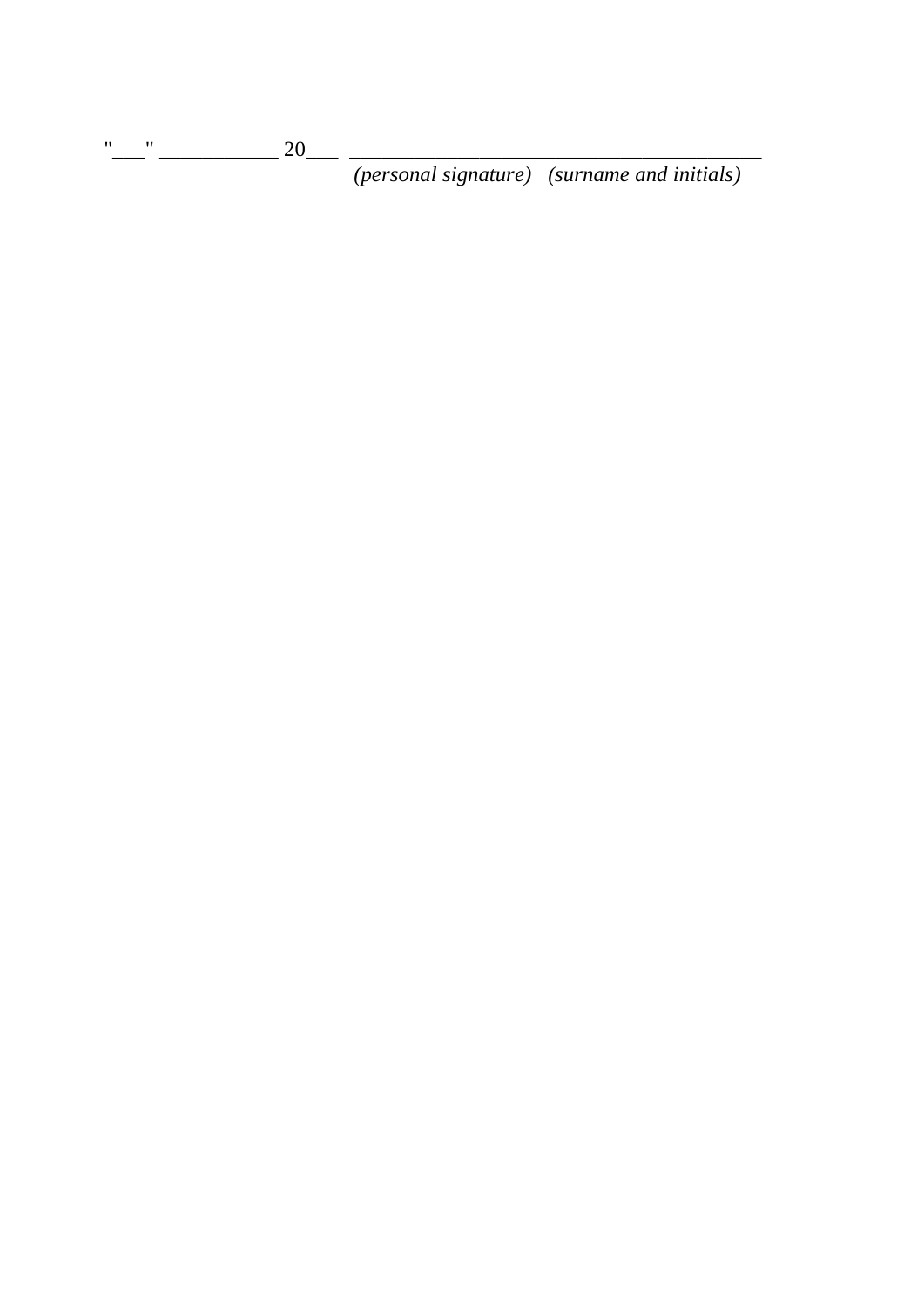"___" ___________ 20___ _______________________________________

*(personal signature) (surname and initials)*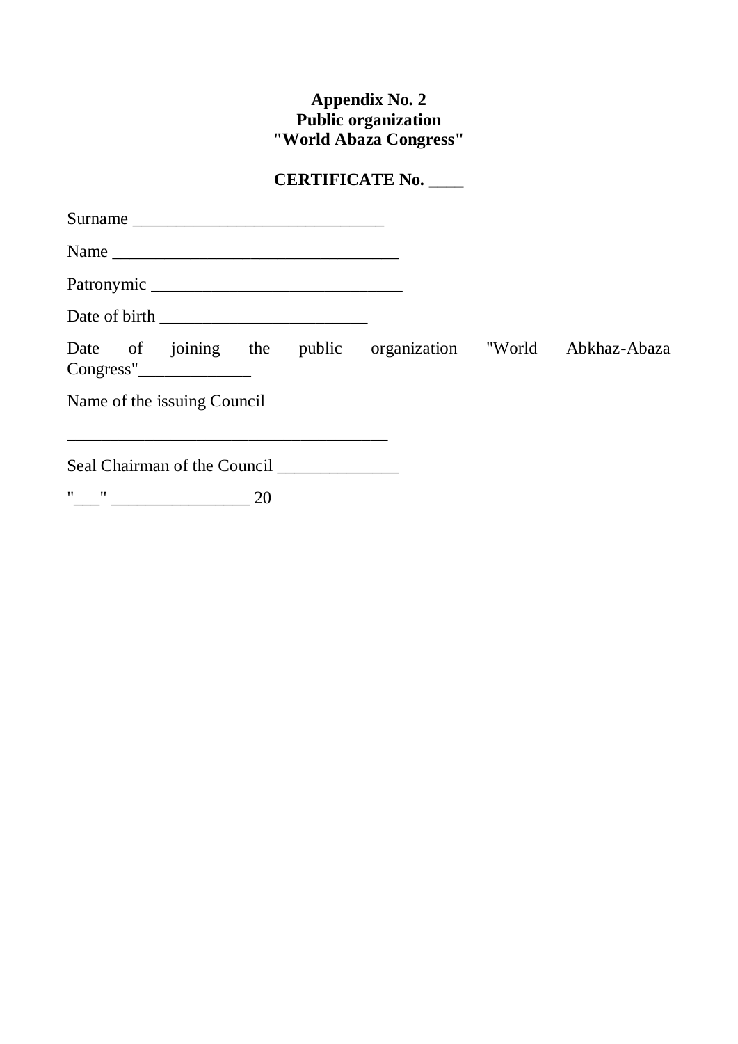**Appendix No. 2**
**Public organization**
**"World Abaza Congress"**

**CERTIFICATE No. ____**

Surname _____________________________

Name _________________________________

Patronymic _____________________________

Date of birth ________________________

Date of joining the public organization "World Abkhaz-Abaza Congress"_____________

Name of the issuing Council

_____________________________________

Seal Chairman of the Council ______________

"___" ________________ 20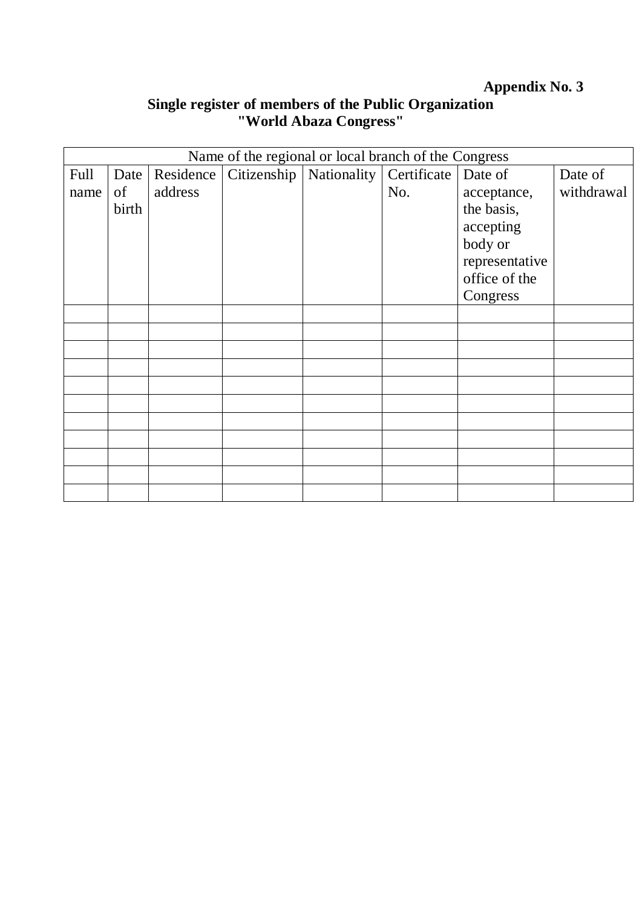**Appendix No. 3**

**Single register of members of the Public Organization "World Abaza Congress"**

| Name of the regional or local branch of the Congress | | | | | | | |
|---|---|---|---|---|---|---|---|
| Full name | Date of birth | Residence address | Citizenship | Nationality | Certificate No. | Date of acceptance, the basis, accepting body or representative office of the Congress | Date of withdrawal |
| | | | | | | | |
| | | | | | | | |
| | | | | | | | |
| | | | | | | | |
| | | | | | | | |
| | | | | | | | |
| | | | | | | | |
| | | | | | | | |
| | | | | | | | |
| | | | | | | | |
| | | | | | | | |